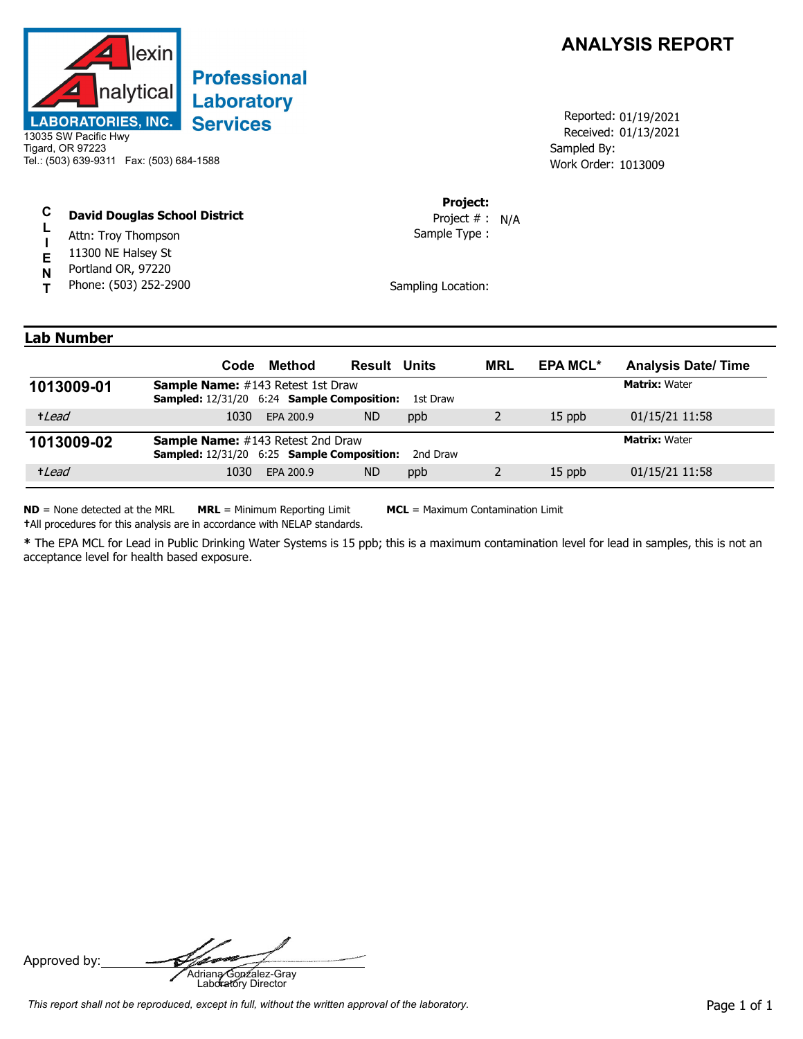# ANALYSIS REPORT

**Alexin Analytical Laboratories, Inc.**
**Professional Laboratory Services**
13035 SW Pacific Hwy
Tigard, OR 97223
Tel.: (503) 639-9311 Fax: (503) 684-1588

Reported: 01/19/2021
Received: 01/13/2021
Sampled By:
Work Order: 1013009

**CLIENT**

**David Douglas School District**
Attn: Troy Thompson
11300 NE Halsey St
Portland OR, 97220
Phone: (503) 252-2900

**Project:**
Project # : N/A
Sample Type :

Sampling Location:

## Lab Number

| | Code | Method | Result | Units | MRL | EPA MCL* | Analysis Date/ Time |
|---|---|---|---|---|---|---|---|
| **1013009-01** | **Sample Name:** #143 Retest 1st Draw | | | | | | **Matrix:** Water |
| | **Sampled:** 12/31/20 6:24 **Sample Composition:** 1st Draw | | | | | | |
| †*Lead* | 1030 | EPA 200.9 | ND | ppb | 2 | 15 ppb | 01/15/21 11:58 |
| **1013009-02** | **Sample Name:** #143 Retest 2nd Draw | | | | | | **Matrix:** Water |
| | **Sampled:** 12/31/20 6:25 **Sample Composition:** 2nd Draw | | | | | | |
| †*Lead* | 1030 | EPA 200.9 | ND | ppb | 2 | 15 ppb | 01/15/21 11:58 |

**ND** = None detected at the MRL  **MRL** = Minimum Reporting Limit  **MCL** = Maximum Contamination Limit

†All procedures for this analysis are in accordance with NELAP standards.

**\*** The EPA MCL for Lead in Public Drinking Water Systems is 15 ppb; this is a maximum contamination level for lead in samples, this is not an acceptance level for health based exposure.

Approved by: Adriana Gonzalez-Gray
Laboratory Director

*This report shall not be reproduced, except in full, without the written approval of the laboratory.*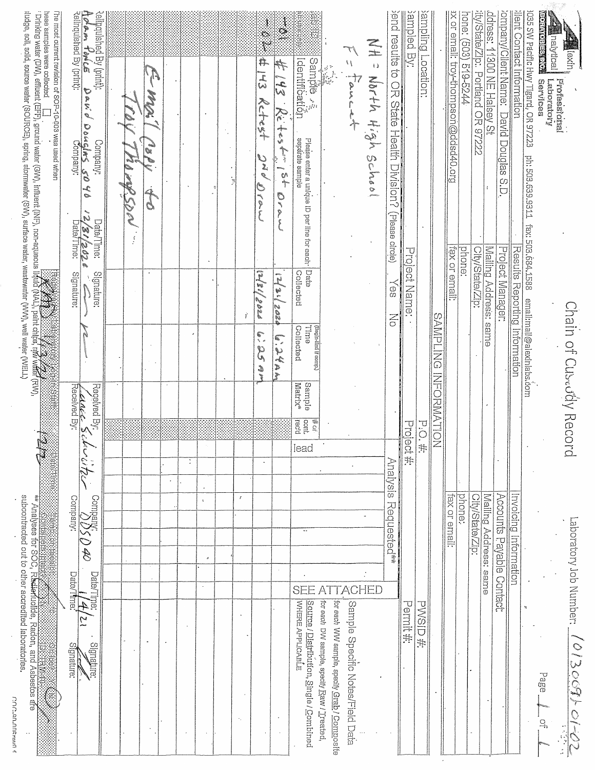# Chain of Custody Record

Alexin Analytical Laboratories, Inc. — Professional Laboratory Services

Laboratory Job Number: 1013009-01-02

Page 1 of 1

13035 SW Pacific Hwy Tigard, OR 97223 ph: 503.639.9311 fax: 503.684.1588 email: mail@alexinlabs.com

| Client Contact Information | Results Reporting Information | Invoicing Information |
|---|---|---|
| Company/Client Name: David Douglas S.D. | Project Manager: | Accounts Payable Contact: |
| Address: 1300 NE Halsey St | Mailing Address: same | Mailing Address: same |
| City/State/Zip: Portland OR 97222 | City/State/Zip: | City/State/Zip: |
| Phone: (503) 519-5244 | phone: | phone: |
| fax or email: troy-thompson@ddsd40.org | fax or email: | fax or email: |

## SAMPLING INFORMATION

Sampling Location: | P.O. #: | PWSID #:

Sampled By: | Project Name: | Project #: | Permit #:

Send results to OR State Health Division? (Please circle) Yes No

NH = North High School
F = Faucet

| Lab ID (lab use only) | Sample Identification (Please enter a unique ID per line for each separate sample) | Date Collected | Time Collected (Begin-End if comp.) | Sample Matrix* | # of cont. rec'd | Analysis Requested**: lead | Sample Specific Notes/Field Data |
|---|---|---|---|---|---|---|---|
| -01 | #143 Retest 1st Draw | 12/31/2020 | 6:24 AM | | | | SEE ATTACHED |
| -02 | #143 Retest 2nd Draw | 12/31/2020 | 6:25 AM | | | | |

Sample Specific Notes/Field Data: for each WW sample, specify Grab / Composite; for each DW sample, specify Raw / Treated, Source / Distribution, Single / Combined WHERE APPLICABLE

Email Copy to Troy Thompson

| Relinquished By (print): | Company: | Date/Time: | Signature: | Received By: | Company: | Date/Time: | Signature: |
|---|---|---|---|---|---|---|---|
| Adam Pohle | David Douglas SD40 | 12/31/2020 | | Lance Schuitz | DDSD40 | 1/4/21 | |
| Relinquished By (print): | Company: | Date/Time: | Signature: | Received By: | Company: | Date/Time: | Signature: |
| | | | | | | | |

Received By Laboratory: KMD 1/4/21 | Date/Time: 1217 | Temp. on receipt: | Containers intact: | Other: | ID'd With:

The most current revision of SOP-10-003 was used when these samples were collected ☐

*Drinking water (DW), effluent (EFF), ground water (GW), influent (INF), non-aqueous liquid (NAL), paint chips, raw water (RW), sludge, soil, source water (SOURCE), spring, stormwater (SW), surface water, wastewater (WW), well water (WELL)

** Analyses for SOC, Radionuclide, Radon, and Asbestos are subcontracted out to other accredited laboratories.